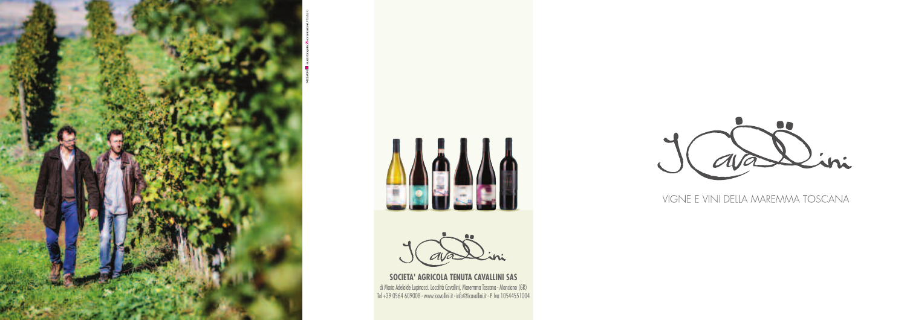**SOCIETA' AGRICOLA TENUTA CAVALLINI SAS**

di Maria Adelaide Lupinacci. Località Cavallini, Maremma Toscana - Manciano (GR)
Tel +39 0564 609008 - www.icavallini.it - info@icavallini.it - P. Iva 10544551004

VIGNE E VINI DELLA MAREMMA TOSCANA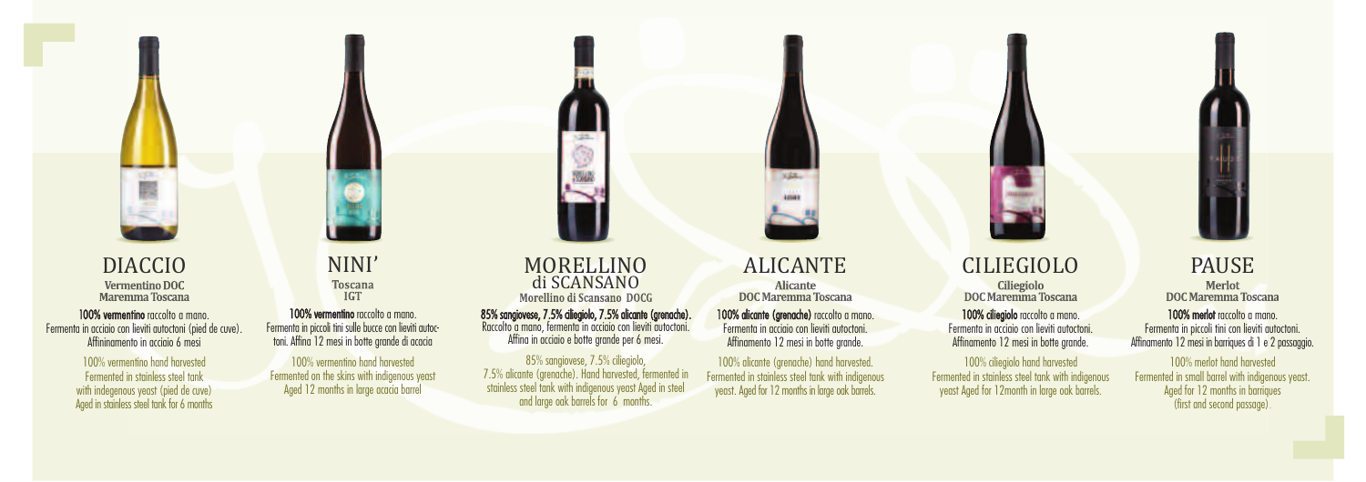## DIACCIO

**Vermentino DOC Maremma Toscana**

**100% vermentino** raccolto a mano. Fermenta in acciaio con lieviti autoctoni (pied de cuve). Affininamento in acciaio 6 mesi

100% vermentino hand harvested Fermented in stainless steel tank with indegenous yeast (pied de cuve) Aged in stainless steel tank for 6 months

## NINI'

**Toscana IGT**

**100% vermentino** raccolto a mano. Fermenta in piccoli tini sulle bucce con lieviti autoctoni. Affina 12 mesi in botte grande di acacia

100% vermentino hand harvested Fermented on the skins with indigenous yeast Aged 12 months in large acacia barrel

## MORELLINO di SCANSANO

**Morellino di Scansano DOCG**

**85% sangiovese, 7.5% ciliegiolo, 7.5% alicante (grenache).** Raccolto a mano, fermenta in acciaio con lieviti autoctoni. Affina in acciaio e botte grande per 6 mesi.

85% sangiovese, 7.5% ciliegiolo, 7.5% alicante (grenache). Hand harvested, fermented in stainless steel tank with indigenous yeast Aged in steel and large oak barrels for 6 months.

## ALICANTE

**Alicante DOC Maremma Toscana**

**100% alicante (grenache)** raccolto a mano. Fermenta in acciaio con lieviti autoctoni. Affinamento 12 mesi in botte grande.

100% alicante (grenache) hand harvested. Fermented in stainless steel tank with indigenous yeast. Aged for 12 months in large oak barrels.

## CILIEGIOLO

**Ciliegiolo DOC Maremma Toscana**

**100% ciliegiolo** raccolto a mano. Fermenta in acciaio con lieviti autoctoni. Affinamento 12 mesi in botte grande.

100% ciliegiolo hand harvested Fermented in stainless steel tank with indigenous yeast Aged for 12month in large oak barrels.

## PAUSE

**Merlot DOC Maremma Toscana**

**100% merlot** raccolto a mano. Fermenta in piccoli tini con lieviti autoctoni. Affinamento 12 mesi in barriques di 1 e 2 passaggio.

100% merlot hand harvested Fermented in small barrel with indigenous yeast. Aged for 12 months in barriques (first and second passage).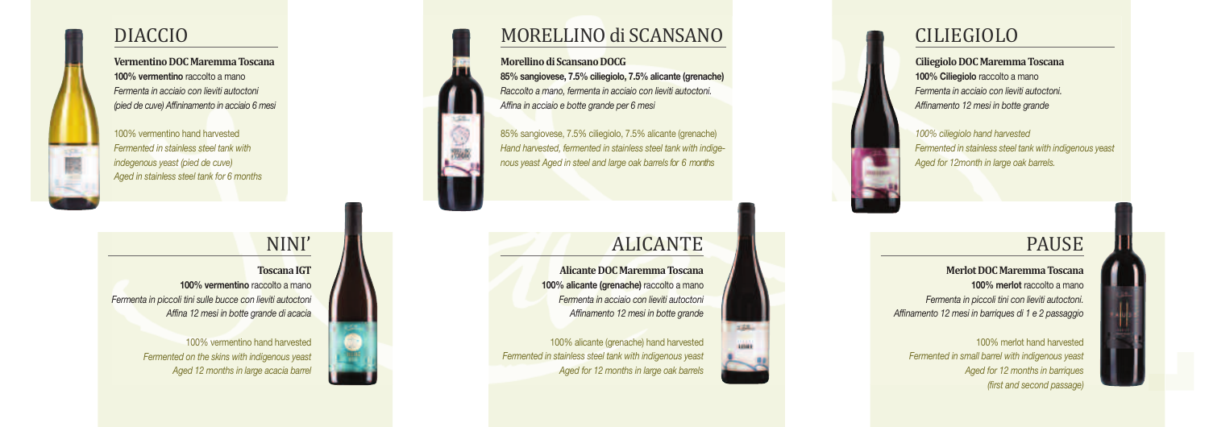## DIACCIO

**Vermentino DOC Maremma Toscana**
**100% vermentino** raccolto a mano
*Fermenta in acciaio con lieviti autoctoni (pied de cuve) Affinamento in acciaio 6 mesi*

100% vermentino hand harvested
*Fermented in stainless steel tank with indegenous yeast (pied de cuve)*
*Aged in stainless steel tank for 6 months*

## MORELLINO di SCANSANO

**Morellino di Scansano DOCG**
**85% sangiovese, 7.5% ciliegiolo, 7.5% alicante (grenache)**
*Raccolto a mano, fermenta in acciaio con lieviti autoctoni.*
*Affina in acciaio e botte grande per 6 mesi*

85% sangiovese, 7.5% ciliegiolo, 7.5% alicante (grenache)
*Hand harvested, fermented in stainless steel tank with indigenous yeast Aged in steel and large oak barrels for 6 months*

## CILIEGIOLO

**Ciliegiolo DOC Maremma Toscana**
**100% Ciliegiolo** raccolto a mano
*Fermenta in acciaio con lieviti autoctoni.*
*Affinamento 12 mesi in botte grande*

*100% ciliegiolo hand harvested*
*Fermented in stainless steel tank with indigenous yeast*
*Aged for 12month in large oak barrels.*

## NINI'

**Toscana IGT**
**100% vermentino** raccolto a mano
*Fermenta in piccoli tini sulle bucce con lieviti autoctoni*
*Affina 12 mesi in botte grande di acacia*

100% vermentino hand harvested
*Fermented on the skins with indigenous yeast*
*Aged 12 months in large acacia barrel*

## ALICANTE

**Alicante DOC Maremma Toscana**
**100% alicante (grenache)** raccolto a mano
*Fermenta in acciaio con lieviti autoctoni*
*Affinamento 12 mesi in botte grande*

100% alicante (grenache) hand harvested
*Fermented in stainless steel tank with indigenous yeast*
*Aged for 12 months in large oak barrels*

## PAUSE

**Merlot DOC Maremma Toscana**
**100% merlot** raccolto a mano
*Fermenta in piccoli tini con lieviti autoctoni.*
*Affinamento 12 mesi in barriques di 1 e 2 passaggio*

100% merlot hand harvested
*Fermented in small barrel with indigenous yeast*
*Aged for 12 months in barriques*
*(first and second passage)*